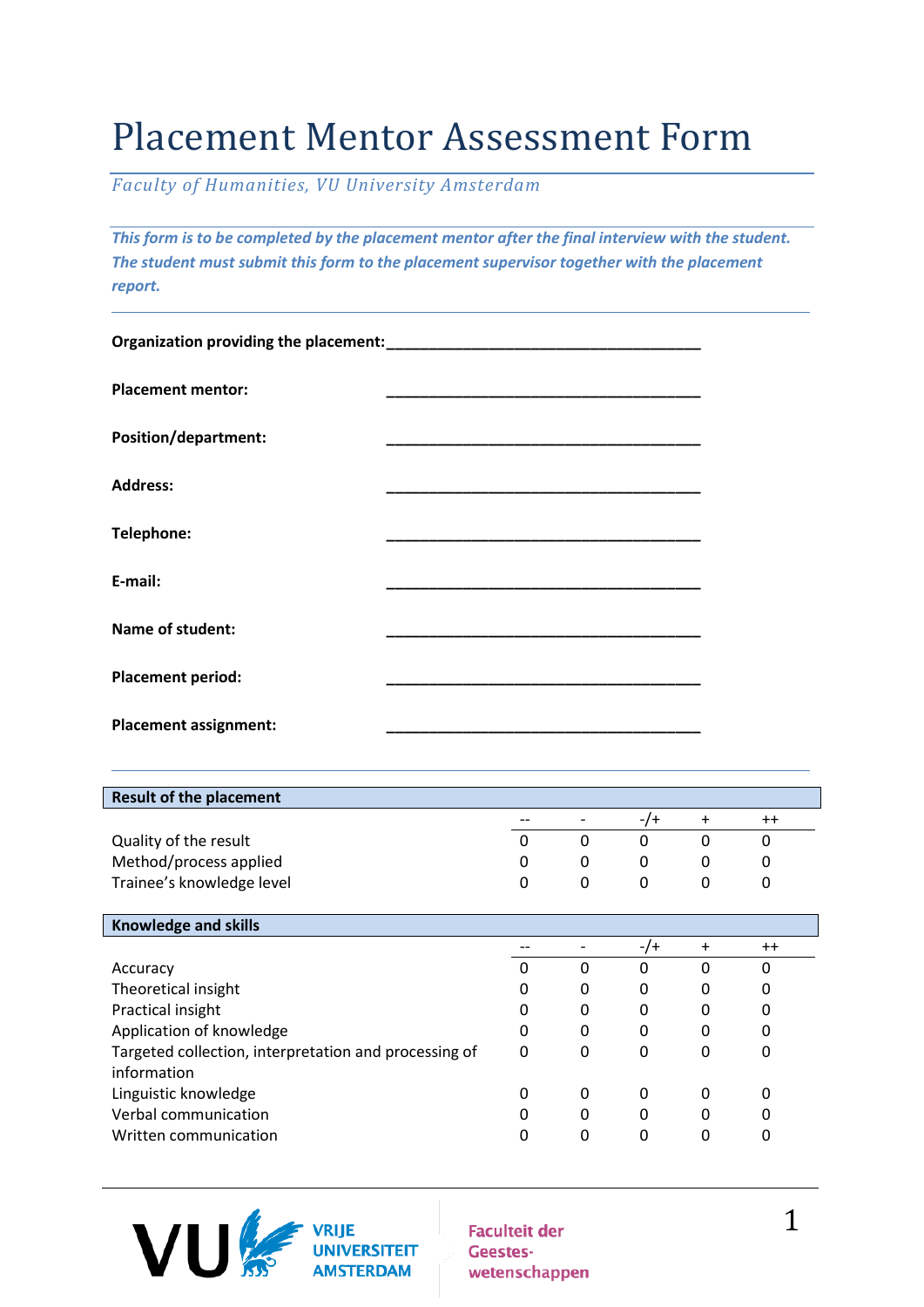# Placement Mentor Assessment Form

*Faculty of Humanities, VU University Amsterdam*

***This form is to be completed by the placement mentor after the final interview with the student. The student must submit this form to the placement supervisor together with the placement report.***

**Organization providing the placement:** ______________________________________

**Placement mentor:** ______________________________________

**Position/department:** ______________________________________

**Address:** ______________________________________

**Telephone:** ______________________________________

**E-mail:** ______________________________________

**Name of student:** ______________________________________

**Placement period:** ______________________________________

**Placement assignment:** ______________________________________

| **Result of the placement** | -- | - | -/+ | + | ++ |
|---|---|---|---|---|---|
| Quality of the result | 0 | 0 | 0 | 0 | 0 |
| Method/process applied | 0 | 0 | 0 | 0 | 0 |
| Trainee's knowledge level | 0 | 0 | 0 | 0 | 0 |

| **Knowledge and skills** | -- | - | -/+ | + | ++ |
|---|---|---|---|---|---|
| Accuracy | 0 | 0 | 0 | 0 | 0 |
| Theoretical insight | 0 | 0 | 0 | 0 | 0 |
| Practical insight | 0 | 0 | 0 | 0 | 0 |
| Application of knowledge | 0 | 0 | 0 | 0 | 0 |
| Targeted collection, interpretation and processing of information | 0 | 0 | 0 | 0 | 0 |
| Linguistic knowledge | 0 | 0 | 0 | 0 | 0 |
| Verbal communication | 0 | 0 | 0 | 0 | 0 |
| Written communication | 0 | 0 | 0 | 0 | 0 |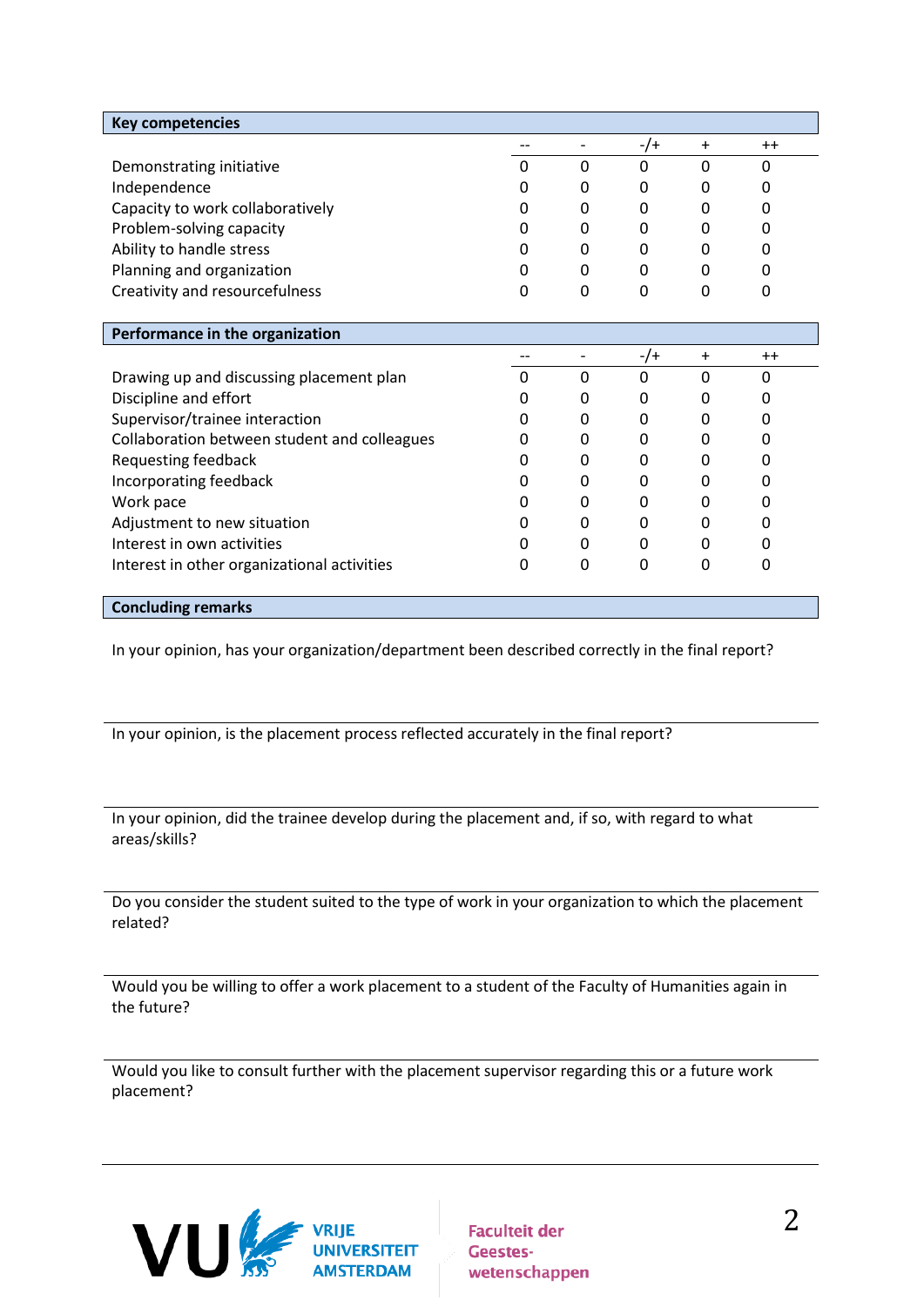| Key competencies | -- | - | -/+ | + | ++ |
|---|---|---|---|---|---|
| Demonstrating initiative | 0 | 0 | 0 | 0 | 0 |
| Independence | 0 | 0 | 0 | 0 | 0 |
| Capacity to work collaboratively | 0 | 0 | 0 | 0 | 0 |
| Problem-solving capacity | 0 | 0 | 0 | 0 | 0 |
| Ability to handle stress | 0 | 0 | 0 | 0 | 0 |
| Planning and organization | 0 | 0 | 0 | 0 | 0 |
| Creativity and resourcefulness | 0 | 0 | 0 | 0 | 0 |

| Performance in the organization | -- | - | -/+ | + | ++ |
|---|---|---|---|---|---|
| Drawing up and discussing placement plan | 0 | 0 | 0 | 0 | 0 |
| Discipline and effort | 0 | 0 | 0 | 0 | 0 |
| Supervisor/trainee interaction | 0 | 0 | 0 | 0 | 0 |
| Collaboration between student and colleagues | 0 | 0 | 0 | 0 | 0 |
| Requesting feedback | 0 | 0 | 0 | 0 | 0 |
| Incorporating feedback | 0 | 0 | 0 | 0 | 0 |
| Work pace | 0 | 0 | 0 | 0 | 0 |
| Adjustment to new situation | 0 | 0 | 0 | 0 | 0 |
| Interest in own activities | 0 | 0 | 0 | 0 | 0 |
| Interest in other organizational activities | 0 | 0 | 0 | 0 | 0 |

**Concluding remarks**

In your opinion, has your organization/department been described correctly in the final report?

In your opinion, is the placement process reflected accurately in the final report?

In your opinion, did the trainee develop during the placement and, if so, with regard to what areas/skills?

Do you consider the student suited to the type of work in your organization to which the placement related?

Would you be willing to offer a work placement to a student of the Faculty of Humanities again in the future?

Would you like to consult further with the placement supervisor regarding this or a future work placement?

VU VRIJE UNIVERSITEIT AMSTERDAM

Faculteit der Geesteswetenschappen